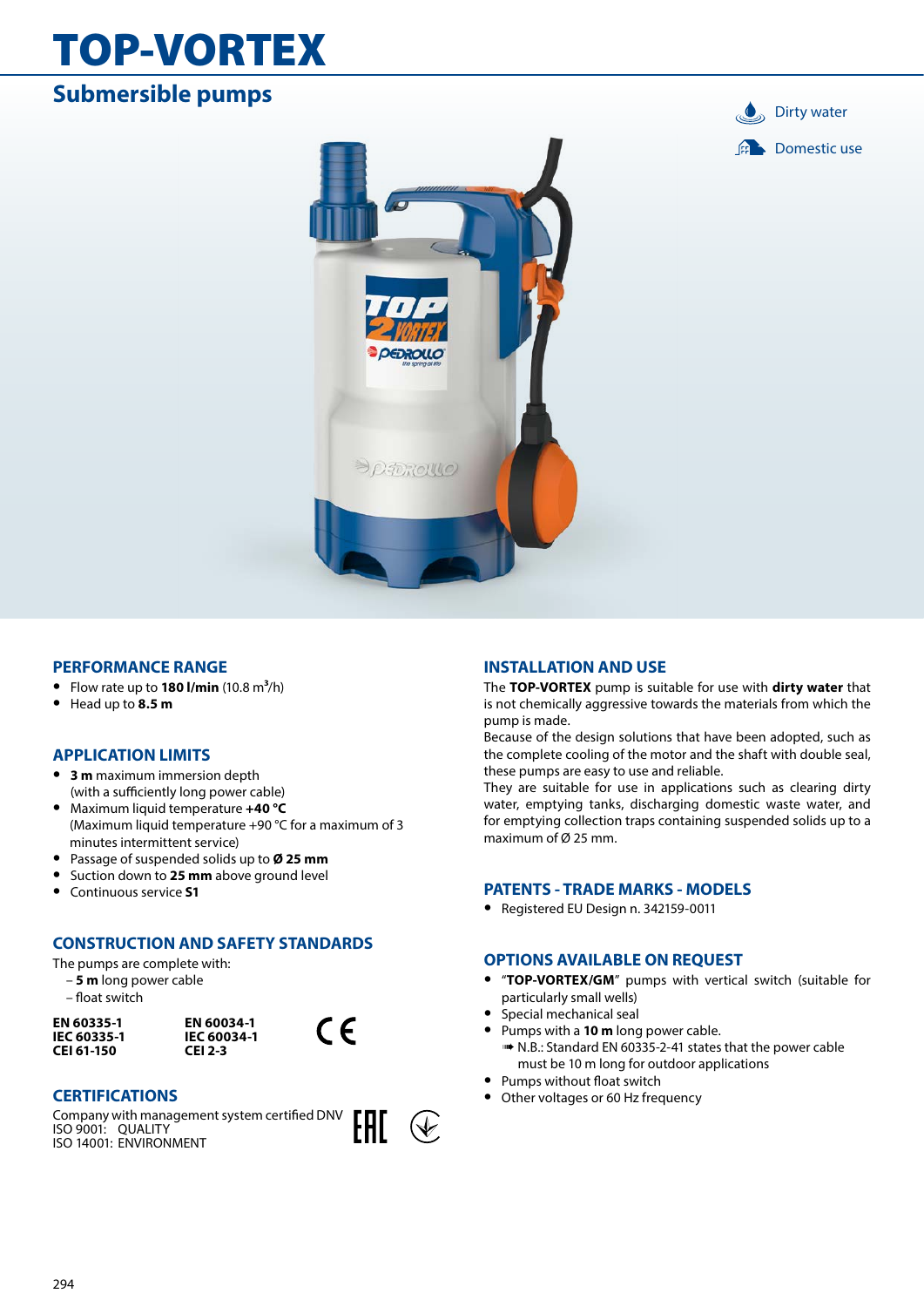# TOP-VORTEX

## Submersible pumps

Dirty water

Domestic use

### PERFORMANCE RANGE

- Flow rate up to **180 l/min** (10.8 $m^3$/h)
- Head up to **8.5 m**

### APPLICATION LIMITS

- **3 m** maximum immersion depth (with a sufficiently long power cable)
- Maximum liquid temperature **+40 °C** (Maximum liquid temperature +90 °C for a maximum of 3 minutes intermittent service)
- Passage of suspended solids up to **Ø 25 mm**
- Suction down to **25 mm** above ground level
- Continuous service **S1**

### CONSTRUCTION AND SAFETY STANDARDS

The pumps are complete with:
- **5 m** long power cable
- float switch

| | |
|---|---|
| **EN 60335-1** | **EN 60034-1** |
| **IEC 60335-1** | **IEC 60034-1** |
| **CEI 61-150** | **CEI 2-3** |

### CERTIFICATIONS

Company with management system certified DNV
ISO 9001: QUALITY
ISO 14001: ENVIRONMENT

### INSTALLATION AND USE

The **TOP-VORTEX** pump is suitable for use with **dirty water** that is not chemically aggressive towards the materials from which the pump is made.
Because of the design solutions that have been adopted, such as the complete cooling of the motor and the shaft with double seal, these pumps are easy to use and reliable.
They are suitable for use in applications such as clearing dirty water, emptying tanks, discharging domestic waste water, and for emptying collection traps containing suspended solids up to a maximum of Ø 25 mm.

### PATENTS - TRADE MARKS - MODELS

- Registered EU Design n. 342159-0011

### OPTIONS AVAILABLE ON REQUEST

- "**TOP-VORTEX/GM**" pumps with vertical switch (suitable for particularly small wells)
- Special mechanical seal
- Pumps with a **10 m** long power cable.
  ➠ N.B.: Standard EN 60335-2-41 states that the power cable must be 10 m long for outdoor applications
- Pumps without float switch
- Other voltages or 60 Hz frequency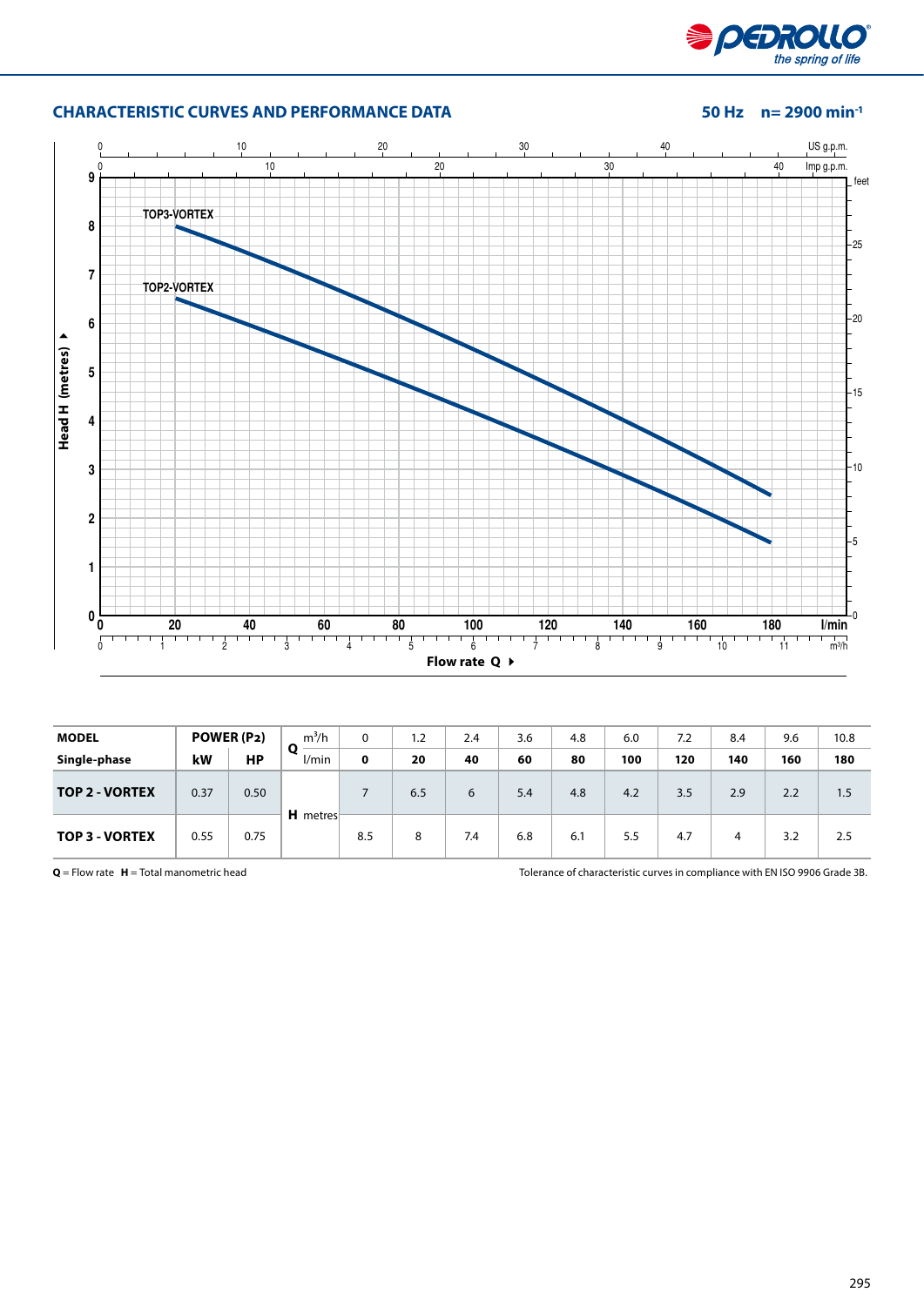## CHARACTERISTIC CURVES AND PERFORMANCE DATA

**50 Hz n= 2900 min$^{-1}$**

| MODEL | POWER (P2) | | Q | m³/h | 0 | 1.2 | 2.4 | 3.6 | 4.8 | 6.0 | 7.2 | 8.4 | 9.6 | 10.8 |
|---|---|---|---|---|---|---|---|---|---|---|---|---|---|---|
| Single-phase | kW | HP | | l/min | **0** | **20** | **40** | **60** | **80** | **100** | **120** | **140** | **160** | **180** |
| **TOP 2 - VORTEX** | 0.37 | 0.50 | **H** | metres | 7 | 6.5 | 6 | 5.4 | 4.8 | 4.2 | 3.5 | 2.9 | 2.2 | 1.5 |
| **TOP 3 - VORTEX** | 0.55 | 0.75 | | | 8.5 | 8 | 7.4 | 6.8 | 6.1 | 5.5 | 4.7 | 4 | 3.2 | 2.5 |

**Q** = Flow rate **H** = Total manometric head

Tolerance of characteristic curves in compliance with EN ISO 9906 Grade 3B.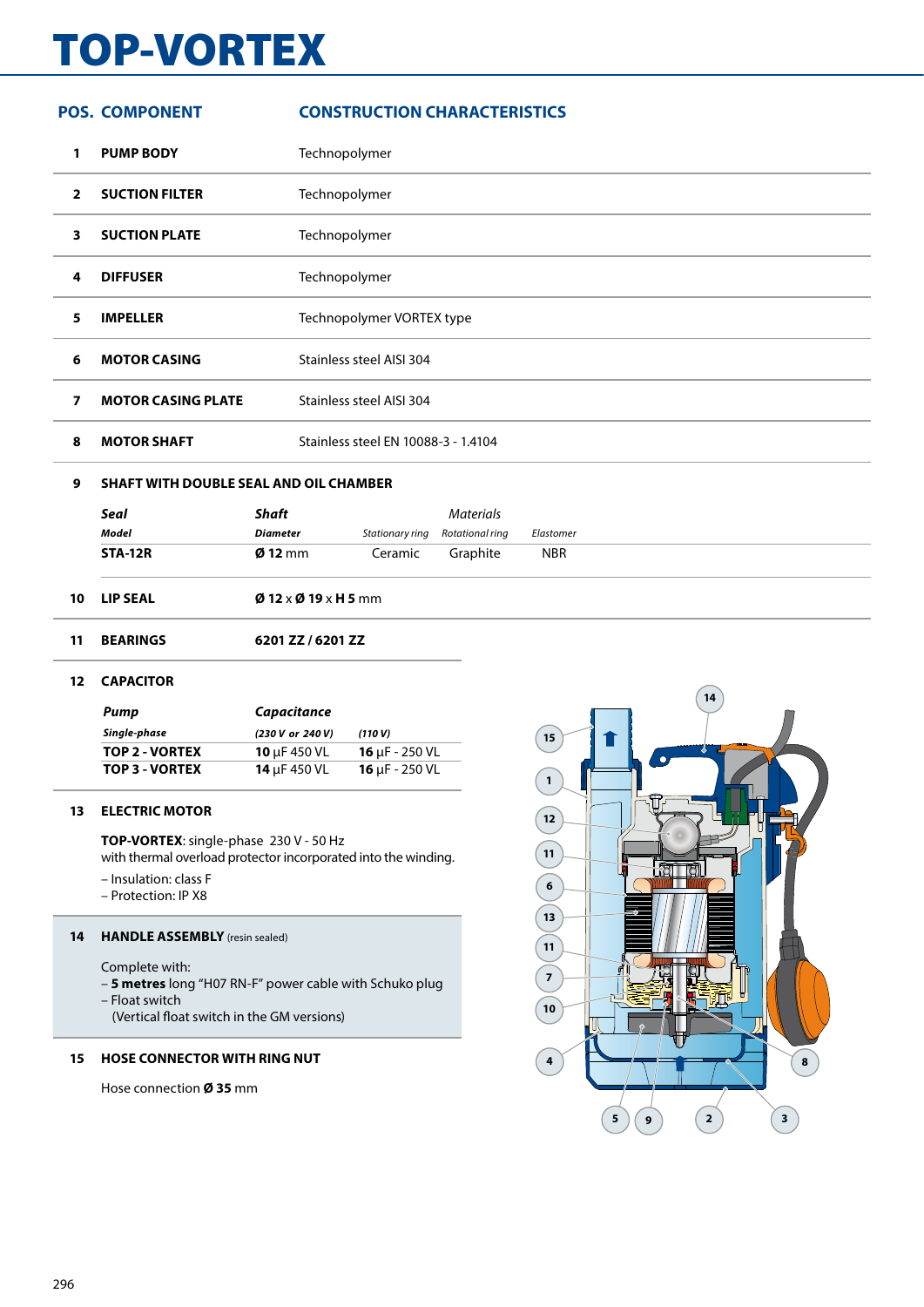# TOP-VORTEX

| POS. | COMPONENT | CONSTRUCTION CHARACTERISTICS |
|---|---|---|
| 1 | **PUMP BODY** | Technopolymer |
| 2 | **SUCTION FILTER** | Technopolymer |
| 3 | **SUCTION PLATE** | Technopolymer |
| 4 | **DIFFUSER** | Technopolymer |
| 5 | **IMPELLER** | Technopolymer VORTEX type |
| 6 | **MOTOR CASING** | Stainless steel AISI 304 |
| 7 | **MOTOR CASING PLATE** | Stainless steel AISI 304 |
| 8 | **MOTOR SHAFT** | Stainless steel EN 10088-3 - 1.4104 |

**9 SHAFT WITH DOUBLE SEAL AND OIL CHAMBER**

| *Seal* | *Shaft* | *Materials* | | |
|---|---|---|---|---|
| *Model* | *Diameter* | *Stationary ring* | *Rotational ring* | *Elastomer* |
| **STA-12R** | **Ø 12** mm | Ceramic | Graphite | NBR |

**10 LIP SEAL** **Ø 12** x **Ø 19** x **H 5** mm

**11 BEARINGS** **6201 ZZ / 6201 ZZ**

**12 CAPACITOR**

| *Pump* | *Capacitance* | |
|---|---|---|
| *Single-phase* | *(230 V or 240 V)* | *(110 V)* |
| **TOP 2 - VORTEX** | **10** µF 450 VL | **16** µF - 250 VL |
| **TOP 3 - VORTEX** | **14** µF 450 VL | **16** µF - 250 VL |

**13 ELECTRIC MOTOR**

**TOP-VORTEX**: single-phase 230 V - 50 Hz
with thermal overload protector incorporated into the winding.

– Insulation: class F
– Protection: IP X8

**14 HANDLE ASSEMBLY** (resin sealed)

Complete with:
– **5 metres** long "H07 RN-F" power cable with Schuko plug
– Float switch
  (Vertical float switch in the GM versions)

**15 HOSE CONNECTOR WITH RING NUT**

Hose connection **Ø 35** mm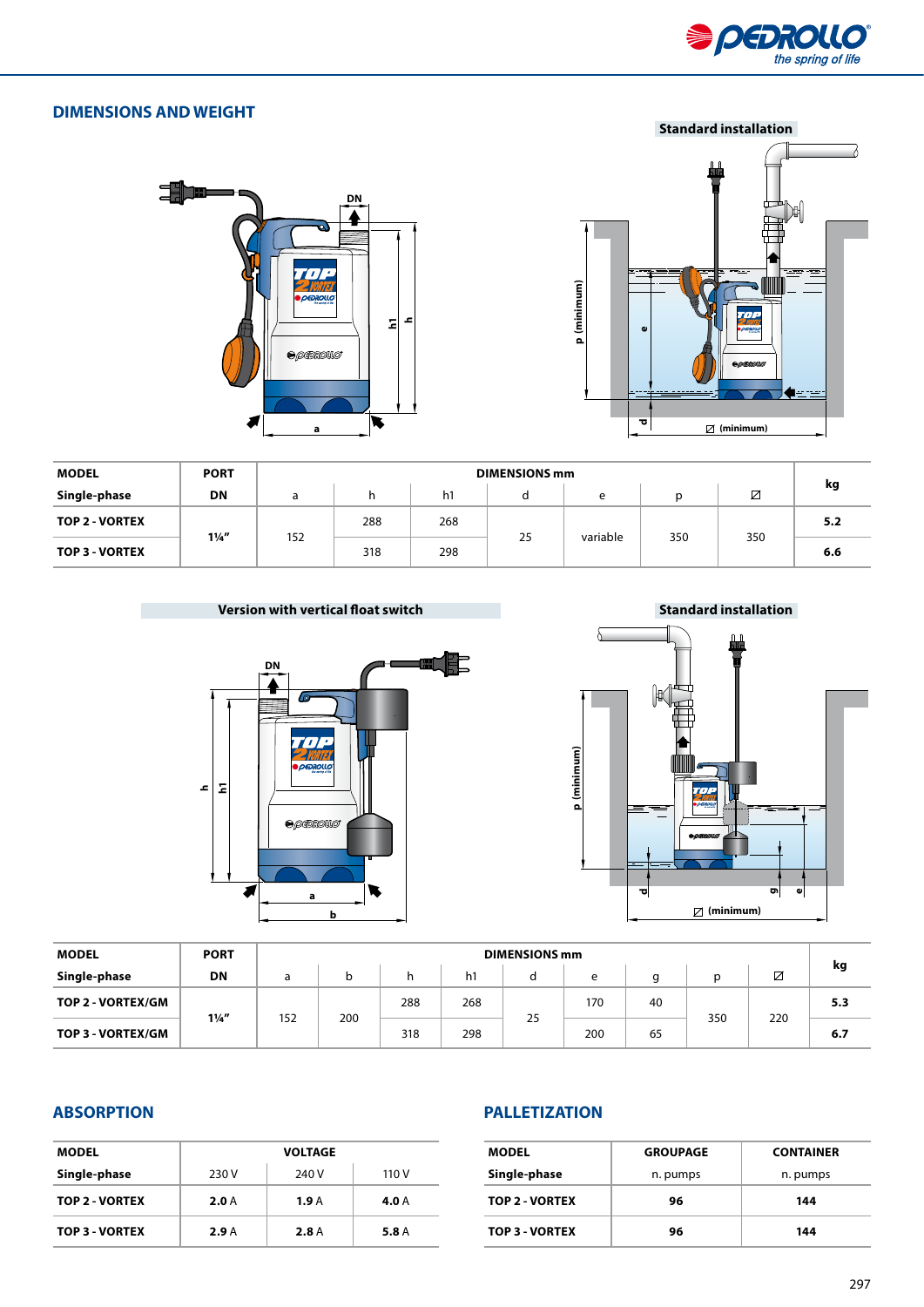## DIMENSIONS AND WEIGHT

Standard installation

| MODEL | PORT | DIMENSIONS mm | | | | | | | kg |
|---|---|---|---|---|---|---|---|---|---|
| Single-phase | DN | a | h | h1 | d | e | p | ◸ | |
| **TOP 2 - VORTEX** | 1¼" | 152 | 288 | 268 | 25 | variable | 350 | 350 | **5.2** |
| **TOP 3 - VORTEX** | | | 318 | 298 | | | | | **6.6** |

Version with vertical float switch

Standard installation

| MODEL | PORT | DIMENSIONS mm | | | | | | | | | kg |
|---|---|---|---|---|---|---|---|---|---|---|---|
| Single-phase | DN | a | b | h | h1 | d | e | g | p | ◸ | |
| **TOP 2 - VORTEX/GM** | 1¼" | 152 | 200 | 288 | 268 | 25 | 170 | 40 | 350 | 220 | **5.3** |
| **TOP 3 - VORTEX/GM** | | | | 318 | 298 | | 200 | 65 | | | **6.7** |

## ABSORPTION

| MODEL | VOLTAGE | | |
|---|---|---|---|
| Single-phase | 230 V | 240 V | 110 V |
| **TOP 2 - VORTEX** | **2.0** A | **1.9** A | **4.0** A |
| **TOP 3 - VORTEX** | **2.9** A | **2.8** A | **5.8** A |

## PALLETIZATION

| MODEL | GROUPAGE | CONTAINER |
|---|---|---|
| Single-phase | n. pumps | n. pumps |
| **TOP 2 - VORTEX** | **96** | **144** |
| **TOP 3 - VORTEX** | **96** | **144** |